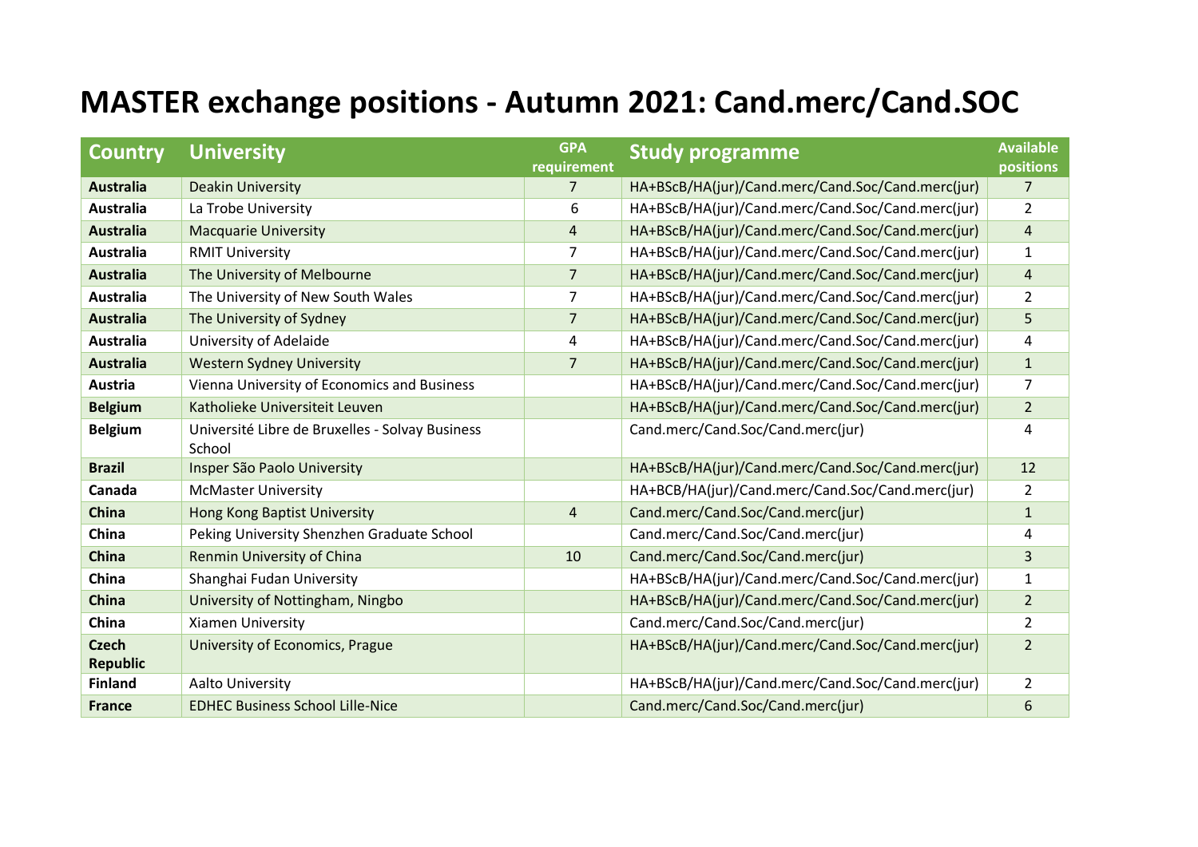# MASTER exchange positions - Autumn 2021: Cand.merc/Cand.SOC

| Country | University | GPA requirement | Study programme | Available positions |
|---|---|---|---|---|
| **Australia** | Deakin University | 7 | HA+BScB/HA(jur)/Cand.merc/Cand.Soc/Cand.merc(jur) | 7 |
| **Australia** | La Trobe University | 6 | HA+BScB/HA(jur)/Cand.merc/Cand.Soc/Cand.merc(jur) | 2 |
| **Australia** | Macquarie University | 4 | HA+BScB/HA(jur)/Cand.merc/Cand.Soc/Cand.merc(jur) | 4 |
| **Australia** | RMIT University | 7 | HA+BScB/HA(jur)/Cand.merc/Cand.Soc/Cand.merc(jur) | 1 |
| **Australia** | The University of Melbourne | 7 | HA+BScB/HA(jur)/Cand.merc/Cand.Soc/Cand.merc(jur) | 4 |
| **Australia** | The University of New South Wales | 7 | HA+BScB/HA(jur)/Cand.merc/Cand.Soc/Cand.merc(jur) | 2 |
| **Australia** | The University of Sydney | 7 | HA+BScB/HA(jur)/Cand.merc/Cand.Soc/Cand.merc(jur) | 5 |
| **Australia** | University of Adelaide | 4 | HA+BScB/HA(jur)/Cand.merc/Cand.Soc/Cand.merc(jur) | 4 |
| **Australia** | Western Sydney University | 7 | HA+BScB/HA(jur)/Cand.merc/Cand.Soc/Cand.merc(jur) | 1 |
| **Austria** | Vienna University of Economics and Business | | HA+BScB/HA(jur)/Cand.merc/Cand.Soc/Cand.merc(jur) | 7 |
| **Belgium** | Katholieke Universiteit Leuven | | HA+BScB/HA(jur)/Cand.merc/Cand.Soc/Cand.merc(jur) | 2 |
| **Belgium** | Université Libre de Bruxelles - Solvay Business School | | Cand.merc/Cand.Soc/Cand.merc(jur) | 4 |
| **Brazil** | Insper São Paolo University | | HA+BScB/HA(jur)/Cand.merc/Cand.Soc/Cand.merc(jur) | 12 |
| **Canada** | McMaster University | | HA+BCB/HA(jur)/Cand.merc/Cand.Soc/Cand.merc(jur) | 2 |
| **China** | Hong Kong Baptist University | 4 | Cand.merc/Cand.Soc/Cand.merc(jur) | 1 |
| **China** | Peking University Shenzhen Graduate School | | Cand.merc/Cand.Soc/Cand.merc(jur) | 4 |
| **China** | Renmin University of China | 10 | Cand.merc/Cand.Soc/Cand.merc(jur) | 3 |
| **China** | Shanghai Fudan University | | HA+BScB/HA(jur)/Cand.merc/Cand.Soc/Cand.merc(jur) | 1 |
| **China** | University of Nottingham, Ningbo | | HA+BScB/HA(jur)/Cand.merc/Cand.Soc/Cand.merc(jur) | 2 |
| **China** | Xiamen University | | Cand.merc/Cand.Soc/Cand.merc(jur) | 2 |
| **Czech Republic** | University of Economics, Prague | | HA+BScB/HA(jur)/Cand.merc/Cand.Soc/Cand.merc(jur) | 2 |
| **Finland** | Aalto University | | HA+BScB/HA(jur)/Cand.merc/Cand.Soc/Cand.merc(jur) | 2 |
| **France** | EDHEC Business School Lille-Nice | | Cand.merc/Cand.Soc/Cand.merc(jur) | 6 |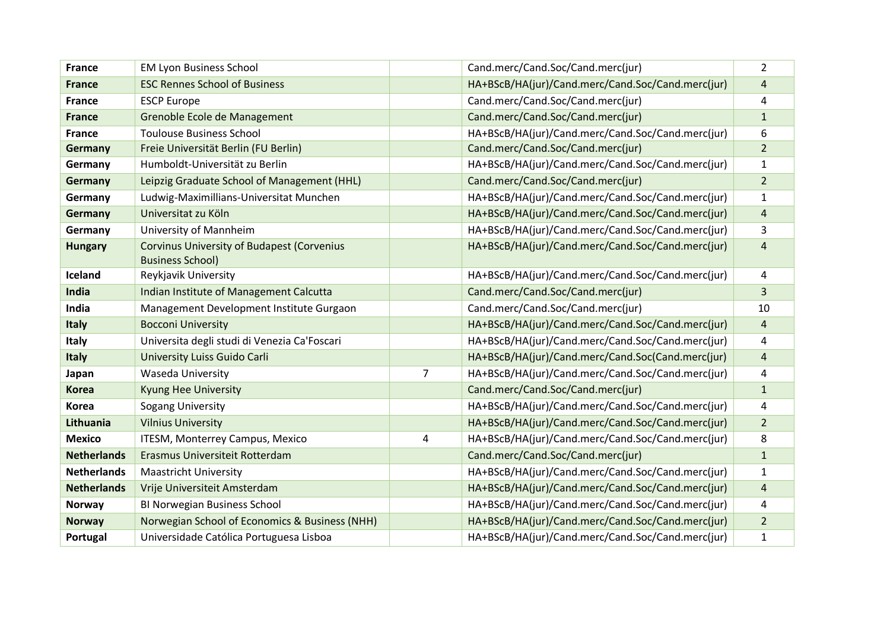| | | | | |
|---|---|---|---|---|
| **France** | EM Lyon Business School | | Cand.merc/Cand.Soc/Cand.merc(jur) | 2 |
| **France** | ESC Rennes School of Business | | HA+BScB/HA(jur)/Cand.merc/Cand.Soc/Cand.merc(jur) | 4 |
| **France** | ESCP Europe | | Cand.merc/Cand.Soc/Cand.merc(jur) | 4 |
| **France** | Grenoble Ecole de Management | | Cand.merc/Cand.Soc/Cand.merc(jur) | 1 |
| **France** | Toulouse Business School | | HA+BScB/HA(jur)/Cand.merc/Cand.Soc/Cand.merc(jur) | 6 |
| **Germany** | Freie Universität Berlin (FU Berlin) | | Cand.merc/Cand.Soc/Cand.merc(jur) | 2 |
| **Germany** | Humboldt-Universität zu Berlin | | HA+BScB/HA(jur)/Cand.merc/Cand.Soc/Cand.merc(jur) | 1 |
| **Germany** | Leipzig Graduate School of Management (HHL) | | Cand.merc/Cand.Soc/Cand.merc(jur) | 2 |
| **Germany** | Ludwig-Maximillians-Universitat Munchen | | HA+BScB/HA(jur)/Cand.merc/Cand.Soc/Cand.merc(jur) | 1 |
| **Germany** | Universitat zu Köln | | HA+BScB/HA(jur)/Cand.merc/Cand.Soc/Cand.merc(jur) | 4 |
| **Germany** | University of Mannheim | | HA+BScB/HA(jur)/Cand.merc/Cand.Soc/Cand.merc(jur) | 3 |
| **Hungary** | Corvinus University of Budapest (Corvenius Business School) | | HA+BScB/HA(jur)/Cand.merc/Cand.Soc/Cand.merc(jur) | 4 |
| **Iceland** | Reykjavik University | | HA+BScB/HA(jur)/Cand.merc/Cand.Soc/Cand.merc(jur) | 4 |
| **India** | Indian Institute of Management Calcutta | | Cand.merc/Cand.Soc/Cand.merc(jur) | 3 |
| **India** | Management Development Institute Gurgaon | | Cand.merc/Cand.Soc/Cand.merc(jur) | 10 |
| **Italy** | Bocconi University | | HA+BScB/HA(jur)/Cand.merc/Cand.Soc/Cand.merc(jur) | 4 |
| **Italy** | Universita degli studi di Venezia Ca'Foscari | | HA+BScB/HA(jur)/Cand.merc/Cand.Soc/Cand.merc(jur) | 4 |
| **Italy** | University Luiss Guido Carli | | HA+BScB/HA(jur)/Cand.merc/Cand.Soc(Cand.merc(jur) | 4 |
| **Japan** | Waseda University | 7 | HA+BScB/HA(jur)/Cand.merc/Cand.Soc/Cand.merc(jur) | 4 |
| **Korea** | Kyung Hee University | | Cand.merc/Cand.Soc/Cand.merc(jur) | 1 |
| **Korea** | Sogang University | | HA+BScB/HA(jur)/Cand.merc/Cand.Soc/Cand.merc(jur) | 4 |
| **Lithuania** | Vilnius University | | HA+BScB/HA(jur)/Cand.merc/Cand.Soc/Cand.merc(jur) | 2 |
| **Mexico** | ITESM, Monterrey Campus, Mexico | 4 | HA+BScB/HA(jur)/Cand.merc/Cand.Soc/Cand.merc(jur) | 8 |
| **Netherlands** | Erasmus Universiteit Rotterdam | | Cand.merc/Cand.Soc/Cand.merc(jur) | 1 |
| **Netherlands** | Maastricht University | | HA+BScB/HA(jur)/Cand.merc/Cand.Soc/Cand.merc(jur) | 1 |
| **Netherlands** | Vrije Universiteit Amsterdam | | HA+BScB/HA(jur)/Cand.merc/Cand.Soc/Cand.merc(jur) | 4 |
| **Norway** | BI Norwegian Business School | | HA+BScB/HA(jur)/Cand.merc/Cand.Soc/Cand.merc(jur) | 4 |
| **Norway** | Norwegian School of Economics & Business (NHH) | | HA+BScB/HA(jur)/Cand.merc/Cand.Soc/Cand.merc(jur) | 2 |
| **Portugal** | Universidade Católica Portuguesa Lisboa | | HA+BScB/HA(jur)/Cand.merc/Cand.Soc/Cand.merc(jur) | 1 |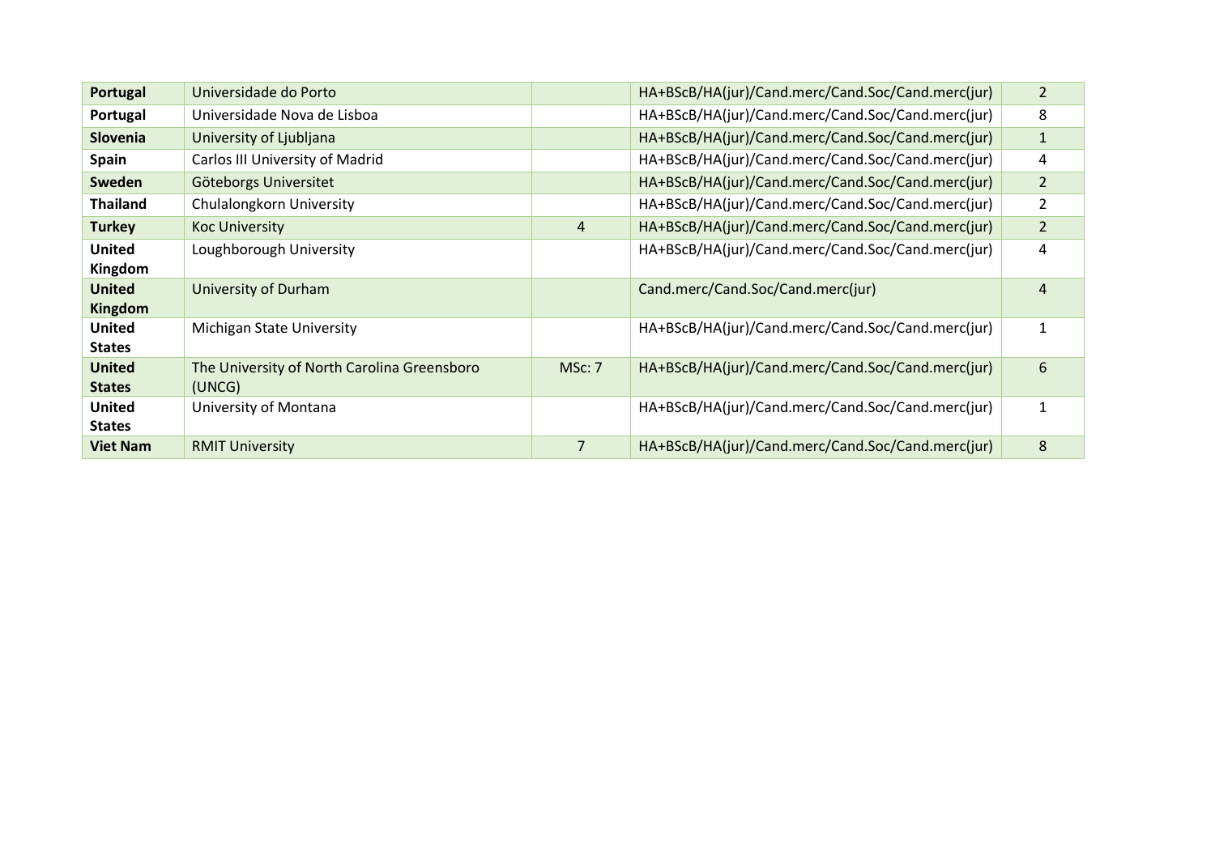| | | | | |
|---|---|---|---|---|
| **Portugal** | Universidade do Porto | | HA+BScB/HA(jur)/Cand.merc/Cand.Soc/Cand.merc(jur) | 2 |
| **Portugal** | Universidade Nova de Lisboa | | HA+BScB/HA(jur)/Cand.merc/Cand.Soc/Cand.merc(jur) | 8 |
| **Slovenia** | University of Ljubljana | | HA+BScB/HA(jur)/Cand.merc/Cand.Soc/Cand.merc(jur) | 1 |
| **Spain** | Carlos III University of Madrid | | HA+BScB/HA(jur)/Cand.merc/Cand.Soc/Cand.merc(jur) | 4 |
| **Sweden** | Göteborgs Universitet | | HA+BScB/HA(jur)/Cand.merc/Cand.Soc/Cand.merc(jur) | 2 |
| **Thailand** | Chulalongkorn University | | HA+BScB/HA(jur)/Cand.merc/Cand.Soc/Cand.merc(jur) | 2 |
| **Turkey** | Koc University | 4 | HA+BScB/HA(jur)/Cand.merc/Cand.Soc/Cand.merc(jur) | 2 |
| **United Kingdom** | Loughborough University | | HA+BScB/HA(jur)/Cand.merc/Cand.Soc/Cand.merc(jur) | 4 |
| **United Kingdom** | University of Durham | | Cand.merc/Cand.Soc/Cand.merc(jur) | 4 |
| **United States** | Michigan State University | | HA+BScB/HA(jur)/Cand.merc/Cand.Soc/Cand.merc(jur) | 1 |
| **United States** | The University of North Carolina Greensboro (UNCG) | MSc: 7 | HA+BScB/HA(jur)/Cand.merc/Cand.Soc/Cand.merc(jur) | 6 |
| **United States** | University of Montana | | HA+BScB/HA(jur)/Cand.merc/Cand.Soc/Cand.merc(jur) | 1 |
| **Viet Nam** | RMIT University | 7 | HA+BScB/HA(jur)/Cand.merc/Cand.Soc/Cand.merc(jur) | 8 |